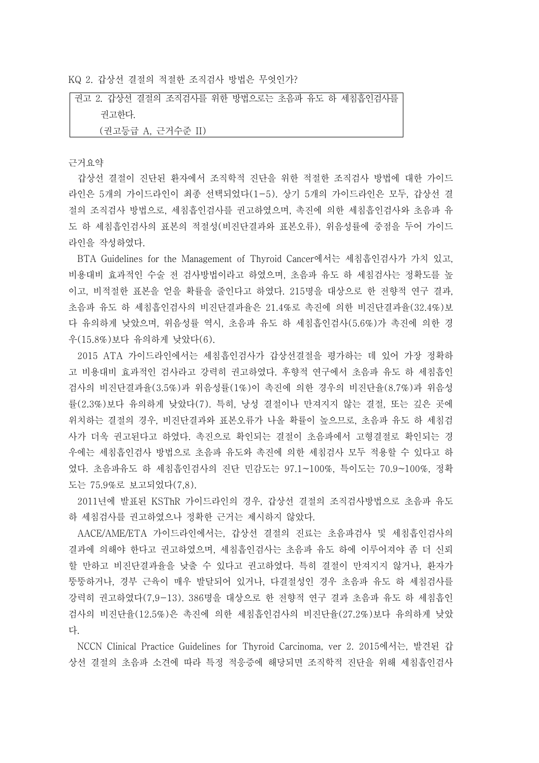KQ 2. 갑상선 결절의 적절한 조직검사 방법은 무엇인가?

> 권고 2. 갑상선 결절의 조직검사를 위한 방법으로는 초음파 유도 하 세침흡인검사를 권고한다.
> (권고등급 A, 근거수준 II)

근거요약

갑상선 결절이 진단된 환자에서 조직학적 진단을 위한 적절한 조직검사 방법에 대한 가이드라인은 5개의 가이드라인이 최종 선택되었다(1-5). 상기 5개의 가이드라인은 모두, 갑상선 결절의 조직검사 방법으로, 세침흡인검사를 권고하였으며, 촉진에 의한 세침흡인검사와 초음파 유도 하 세침흡인검사의 표본의 적절성(비진단결과와 표본오류), 위음성률에 중점을 두어 가이드라인을 작성하였다.

BTA Guidelines for the Management of Thyroid Cancer에서는 세침흡인검사가 가치 있고, 비용대비 효과적인 수술 전 검사방법이라고 하였으며, 초음파 유도 하 세침검사는 정확도를 높이고, 비적절한 표본을 얻을 확률을 줄인다고 하였다. 215명을 대상으로 한 전향적 연구 결과, 초음파 유도 하 세침흡인검사의 비진단결과율은 21.4%로 촉진에 의한 비진단결과율(32.4%)보다 유의하게 낮았으며, 위음성률 역시, 초음파 유도 하 세침흡인검사(5.6%)가 촉진에 의한 경우(15.8%)보다 유의하게 낮았다(6).

2015 ATA 가이드라인에서는 세침흡인검사가 갑상선결절을 평가하는 데 있어 가장 정확하고 비용대비 효과적인 검사라고 강력히 권고하였다. 후향적 연구에서 초음파 유도 하 세침흡인검사의 비진단결과율(3.5%)과 위음성률(1%)이 촉진에 의한 경우의 비진단율(8.7%)과 위음성률(2.3%)보다 유의하게 낮았다(7). 특히, 낭성 결절이나 만져지지 않는 결절, 또는 깊은 곳에 위치하는 결절의 경우, 비진단결과와 표본오류가 나올 확률이 높으므로, 초음파 유도 하 세침검사가 더욱 권고된다고 하였다. 촉진으로 확인되는 결절이 초음파에서 고형결절로 확인되는 경우에는 세침흡인검사 방법으로 초음파 유도와 촉진에 의한 세침검사 모두 적용할 수 있다고 하였다. 초음파유도 하 세침흡인검사의 진단 민감도는 97.1~100%, 특이도는 70.9~100%, 정확도는 75.9%로 보고되었다(7,8).

2011년에 발표된 KSThR 가이드라인의 경우, 갑상선 결절의 조직검사방법으로 초음파 유도 하 세침검사를 권고하였으나 정확한 근거는 제시하지 않았다.

AACE/AME/ETA 가이드라인에서는, 갑상선 결절의 진료는 초음파검사 및 세침흡인검사의 결과에 의해야 한다고 권고하였으며, 세침흡인검사는 초음파 유도 하에 이루어져야 좀 더 신뢰할 만하고 비진단결과율을 낮출 수 있다고 권고하였다. 특히 결절이 만져지지 않거나, 환자가 뚱뚱하거나, 경부 근육이 매우 발달되어 있거나, 다결절성인 경우 초음파 유도 하 세침검사를 강력히 권고하였다(7,9-13). 386명을 대상으로 한 전향적 연구 결과 초음파 유도 하 세침흡인검사의 비진단율(12.5%)은 촉진에 의한 세침흡인검사의 비진단율(27.2%)보다 유의하게 낮았다.

NCCN Clinical Practice Guidelines for Thyroid Carcinoma, ver 2. 2015에서는, 발견된 갑상선 결절의 초음파 소견에 따라 특정 적응증에 해당되면 조직학적 진단을 위해 세침흡인검사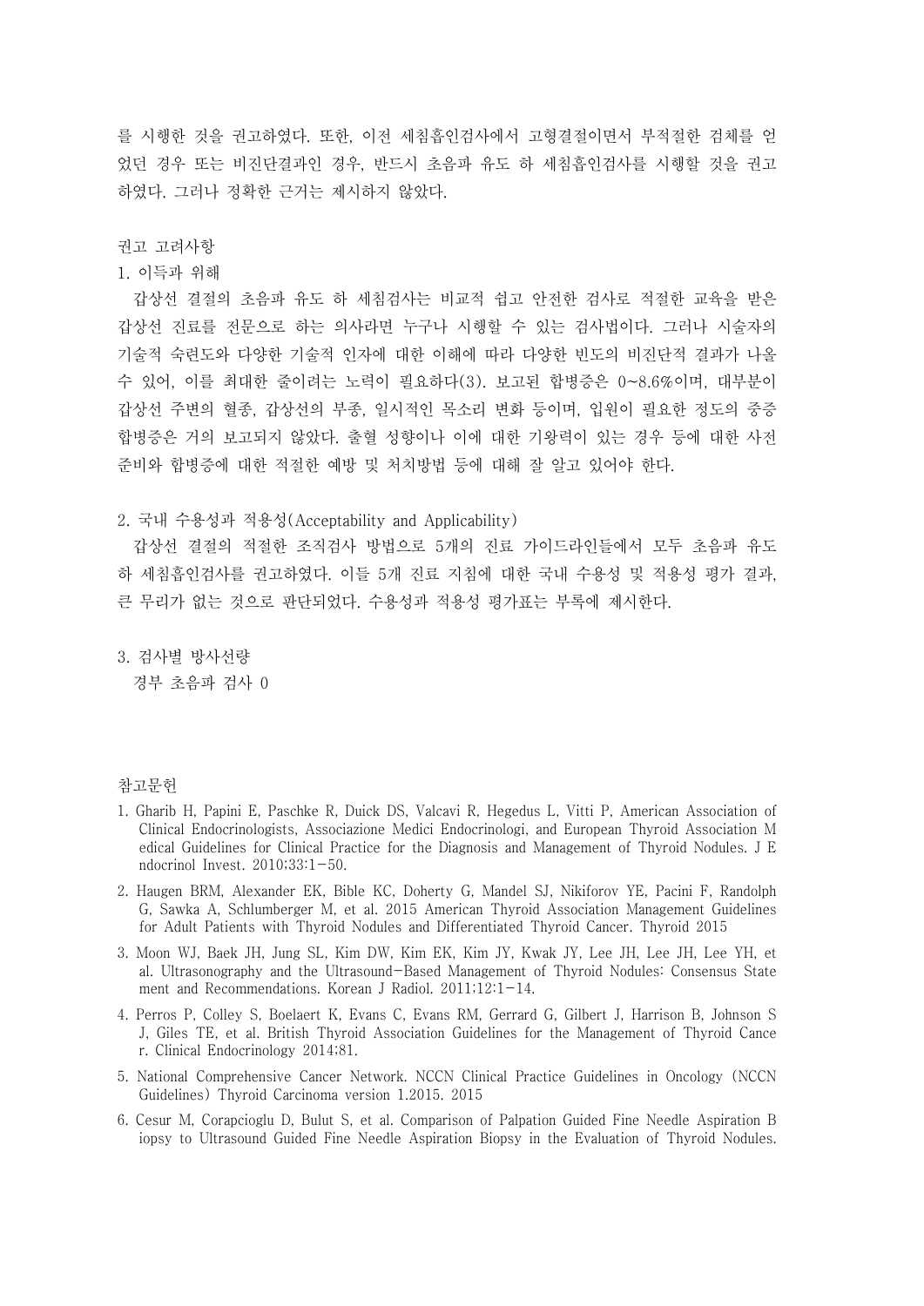를 시행한 것을 권고하였다. 또한, 이전 세침흡인검사에서 고형결절이면서 부적절한 검체를 얻었던 경우 또는 비진단결과인 경우, 반드시 초음파 유도 하 세침흡인검사를 시행할 것을 권고하였다. 그러나 정확한 근거는 제시하지 않았다.

권고 고려사항

1. 이득과 위해

갑상선 결절의 초음파 유도 하 세침검사는 비교적 쉽고 안전한 검사로 적절한 교육을 받은 갑상선 진료를 전문으로 하는 의사라면 누구나 시행할 수 있는 검사법이다. 그러나 시술자의 기술적 숙련도와 다양한 기술적 인자에 대한 이해에 따라 다양한 빈도의 비진단적 결과가 나올 수 있어, 이를 최대한 줄이려는 노력이 필요하다(3). 보고된 합병증은 0~8.6%이며, 대부분이 갑상선 주변의 혈종, 갑상선의 부종, 일시적인 목소리 변화 등이며, 입원이 필요한 정도의 중증 합병증은 거의 보고되지 않았다. 출혈 성향이나 이에 대한 기왕력이 있는 경우 등에 대한 사전 준비와 합병증에 대한 적절한 예방 및 처치방법 등에 대해 잘 알고 있어야 한다.

2. 국내 수용성과 적용성(Acceptability and Applicability)

갑상선 결절의 적절한 조직검사 방법으로 5개의 진료 가이드라인들에서 모두 초음파 유도 하 세침흡인검사를 권고하였다. 이들 5개 진료 지침에 대한 국내 수용성 및 적용성 평가 결과, 큰 무리가 없는 것으로 판단되었다. 수용성과 적용성 평가표는 부록에 제시한다.

3. 검사별 방사선량

경부 초음파 검사 0

참고문헌

1. Gharib H, Papini E, Paschke R, Duick DS, Valcavi R, Hegedus L, Vitti P, American Association of Clinical Endocrinologists, Associazione Medici Endocrinologi, and European Thyroid Association Medical Guidelines for Clinical Practice for the Diagnosis and Management of Thyroid Nodules. J Endocrinol Invest. 2010;33:1-50.
2. Haugen BRM, Alexander EK, Bible KC, Doherty G, Mandel SJ, Nikiforov YE, Pacini F, Randolph G, Sawka A, Schlumberger M, et al. 2015 American Thyroid Association Management Guidelines for Adult Patients with Thyroid Nodules and Differentiated Thyroid Cancer. Thyroid 2015
3. Moon WJ, Baek JH, Jung SL, Kim DW, Kim EK, Kim JY, Kwak JY, Lee JH, Lee JH, Lee YH, et al. Ultrasonography and the Ultrasound-Based Management of Thyroid Nodules: Consensus Statement and Recommendations. Korean J Radiol. 2011;12:1-14.
4. Perros P, Colley S, Boelaert K, Evans C, Evans RM, Gerrard G, Gilbert J, Harrison B, Johnson SJ, Giles TE, et al. British Thyroid Association Guidelines for the Management of Thyroid Cancer. Clinical Endocrinology 2014;81.
5. National Comprehensive Cancer Network. NCCN Clinical Practice Guidelines in Oncology (NCCN Guidelines) Thyroid Carcinoma version 1.2015. 2015
6. Cesur M, Corapcioglu D, Bulut S, et al. Comparison of Palpation Guided Fine Needle Aspiration Biopsy to Ultrasound Guided Fine Needle Aspiration Biopsy in the Evaluation of Thyroid Nodules.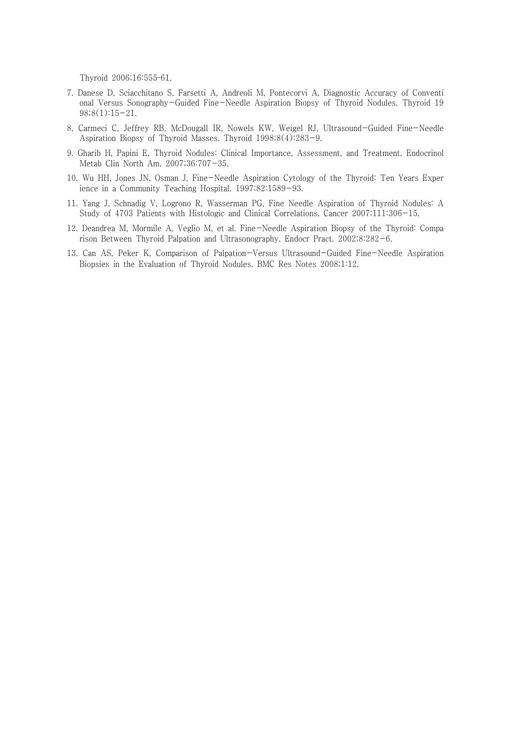Thyroid 2006;16:555-61.

7. Danese D, Sciacchitano S, Farsetti A, Andreoli M, Pontecorvi A, Diagnostic Accuracy of Conventional Versus Sonography-Guided Fine-Needle Aspiration Biopsy of Thyroid Nodules. Thyroid 1998;8(1):15-21.
8. Carmeci C, Jeffrey RB, McDougall IR, Nowels KW, Weigel RJ, Ultrasound-Guided Fine-Needle Aspiration Biopsy of Thyroid Masses. Thyroid 1998;8(4):283-9.
9. Gharib H, Papini E, Thyroid Nodules: Clinical Importance, Assessment, and Treatment. Endocrinol Metab Clin North Am. 2007;36:707-35.
10. Wu HH, Jones JN, Osman J, Fine-Needle Aspiration Cytology of the Thyroid: Ten Years Experience in a Community Teaching Hospital. 1997;82:1589-93.
11. Yang J, Schnadig V, Logrono R, Wasserman PG, Fine Needle Aspiration of Thyroid Nodules: A Study of 4703 Patients with Histologic and Clinical Correlations. Cancer 2007;111:306-15.
12. Deandrea M, Mormile A, Veglio M, et al. Fine-Needle Aspiration Biopsy of the Thyroid: Comparison Between Thyroid Palpation and Ultrasonography. Endocr Pract. 2002;8:282-6.
13. Can AS, Peker K, Comparison of Palpation-Versus Ultrasound-Guided Fine-Needle Aspiration Biopsies in the Evaluation of Thyroid Nodules. BMC Res Notes 2008;1:12.